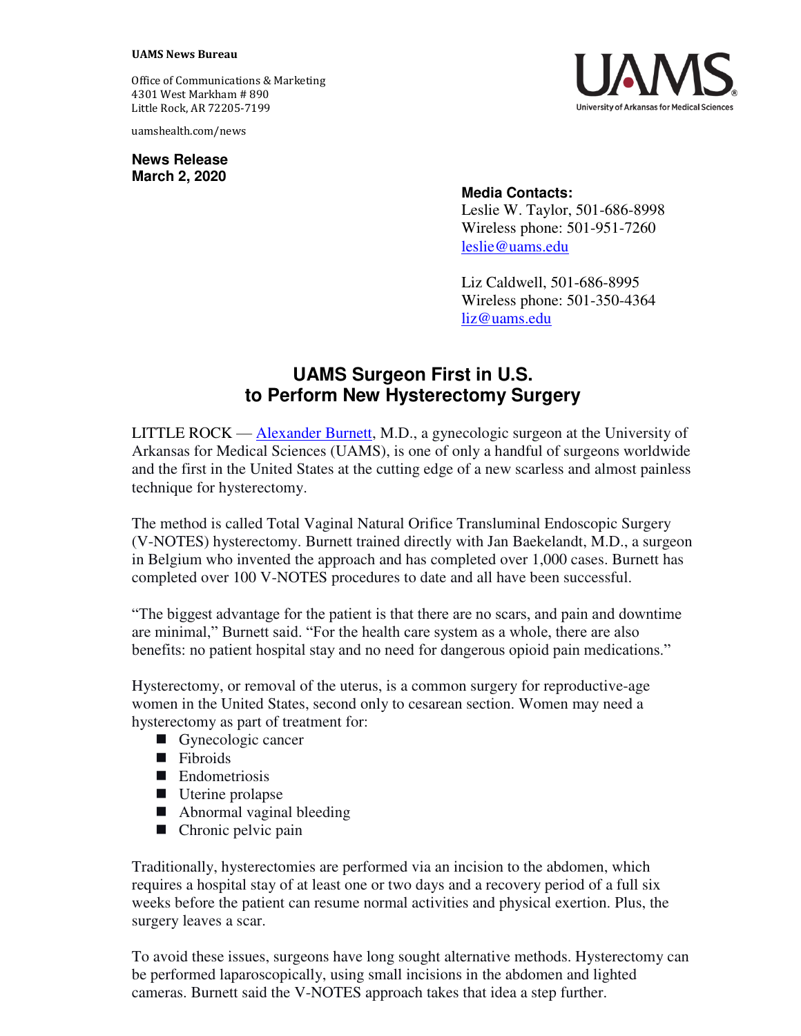**UAMS News Bureau**

Office of Communications & Marketing
4301 West Markham # 890
Little Rock, AR 72205-7199

uamshealth.com/news

**News Release**
**March 2, 2020**

**Media Contacts:**
Leslie W. Taylor, 501-686-8998
Wireless phone: 501-951-7260
leslie@uams.edu

Liz Caldwell, 501-686-8995
Wireless phone: 501-350-4364
liz@uams.edu

# UAMS Surgeon First in U.S. to Perform New Hysterectomy Surgery

LITTLE ROCK — Alexander Burnett, M.D., a gynecologic surgeon at the University of Arkansas for Medical Sciences (UAMS), is one of only a handful of surgeons worldwide and the first in the United States at the cutting edge of a new scarless and almost painless technique for hysterectomy.

The method is called Total Vaginal Natural Orifice Transluminal Endoscopic Surgery (V-NOTES) hysterectomy. Burnett trained directly with Jan Baekelandt, M.D., a surgeon in Belgium who invented the approach and has completed over 1,000 cases. Burnett has completed over 100 V-NOTES procedures to date and all have been successful.

"The biggest advantage for the patient is that there are no scars, and pain and downtime are minimal," Burnett said. "For the health care system as a whole, there are also benefits: no patient hospital stay and no need for dangerous opioid pain medications."

Hysterectomy, or removal of the uterus, is a common surgery for reproductive-age women in the United States, second only to cesarean section. Women may need a hysterectomy as part of treatment for:

- Gynecologic cancer
- Fibroids
- Endometriosis
- Uterine prolapse
- Abnormal vaginal bleeding
- Chronic pelvic pain

Traditionally, hysterectomies are performed via an incision to the abdomen, which requires a hospital stay of at least one or two days and a recovery period of a full six weeks before the patient can resume normal activities and physical exertion. Plus, the surgery leaves a scar.

To avoid these issues, surgeons have long sought alternative methods. Hysterectomy can be performed laparoscopically, using small incisions in the abdomen and lighted cameras. Burnett said the V-NOTES approach takes that idea a step further.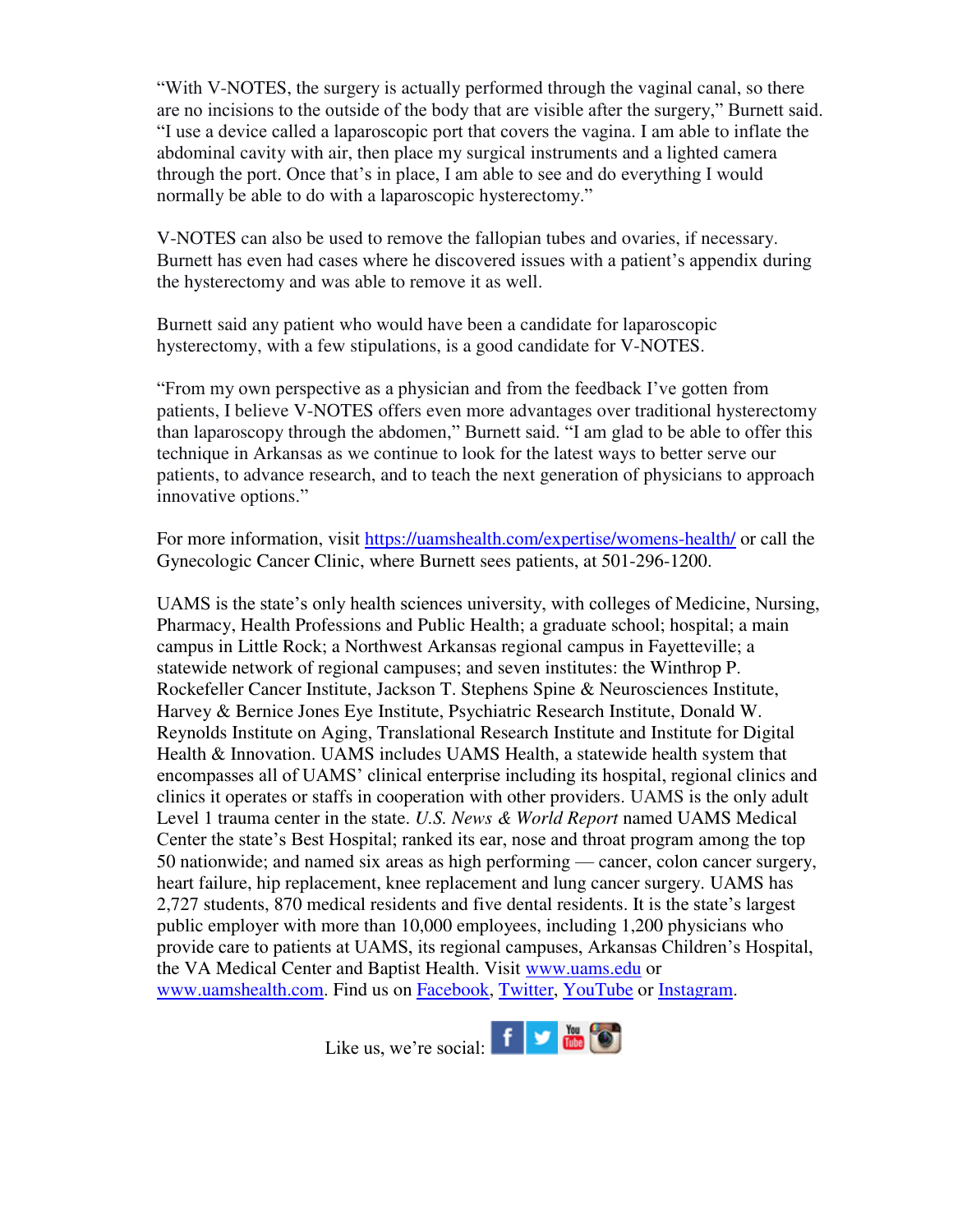"With V-NOTES, the surgery is actually performed through the vaginal canal, so there are no incisions to the outside of the body that are visible after the surgery," Burnett said. "I use a device called a laparoscopic port that covers the vagina. I am able to inflate the abdominal cavity with air, then place my surgical instruments and a lighted camera through the port. Once that's in place, I am able to see and do everything I would normally be able to do with a laparoscopic hysterectomy."

V-NOTES can also be used to remove the fallopian tubes and ovaries, if necessary. Burnett has even had cases where he discovered issues with a patient's appendix during the hysterectomy and was able to remove it as well.

Burnett said any patient who would have been a candidate for laparoscopic hysterectomy, with a few stipulations, is a good candidate for V-NOTES.

"From my own perspective as a physician and from the feedback I've gotten from patients, I believe V-NOTES offers even more advantages over traditional hysterectomy than laparoscopy through the abdomen," Burnett said. "I am glad to be able to offer this technique in Arkansas as we continue to look for the latest ways to better serve our patients, to advance research, and to teach the next generation of physicians to approach innovative options."

For more information, visit [https://uamshealth.com/expertise/womens-health/](https://uamshealth.com/expertise/womens-health/) or call the Gynecologic Cancer Clinic, where Burnett sees patients, at 501-296-1200.

UAMS is the state's only health sciences university, with colleges of Medicine, Nursing, Pharmacy, Health Professions and Public Health; a graduate school; hospital; a main campus in Little Rock; a Northwest Arkansas regional campus in Fayetteville; a statewide network of regional campuses; and seven institutes: the Winthrop P. Rockefeller Cancer Institute, Jackson T. Stephens Spine & Neurosciences Institute, Harvey & Bernice Jones Eye Institute, Psychiatric Research Institute, Donald W. Reynolds Institute on Aging, Translational Research Institute and Institute for Digital Health & Innovation. UAMS includes UAMS Health, a statewide health system that encompasses all of UAMS' clinical enterprise including its hospital, regional clinics and clinics it operates or staffs in cooperation with other providers. UAMS is the only adult Level 1 trauma center in the state. *U.S. News & World Report* named UAMS Medical Center the state's Best Hospital; ranked its ear, nose and throat program among the top 50 nationwide; and named six areas as high performing — cancer, colon cancer surgery, heart failure, hip replacement, knee replacement and lung cancer surgery. UAMS has 2,727 students, 870 medical residents and five dental residents. It is the state's largest public employer with more than 10,000 employees, including 1,200 physicians who provide care to patients at UAMS, its regional campuses, Arkansas Children's Hospital, the VA Medical Center and Baptist Health. Visit [www.uams.edu](www.uams.edu) or [www.uamshealth.com](www.uamshealth.com). Find us on Facebook, Twitter, YouTube or Instagram.

Like us, we're social: